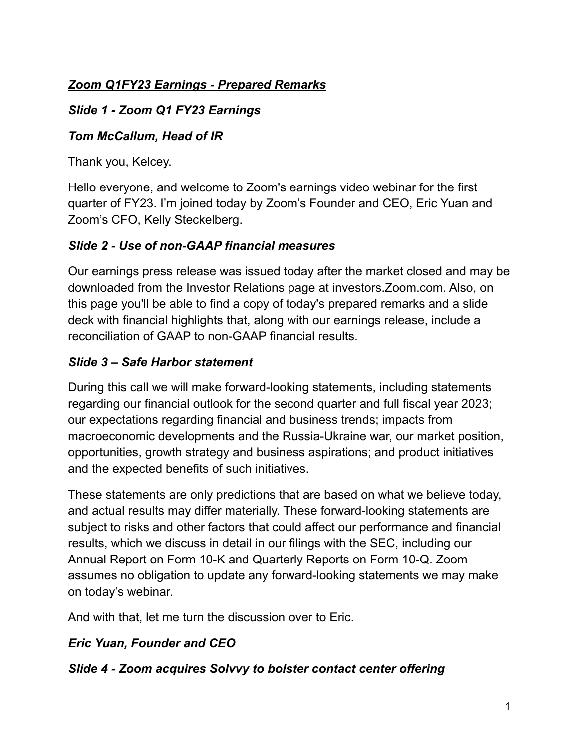# *Zoom Q1FY23 Earnings - Prepared Remarks*

## *Slide 1 - Zoom Q1 FY23 Earnings*

### *Tom McCallum, Head of IR*

Thank you, Kelcey.

Hello everyone, and welcome to Zoom's earnings video webinar for the first quarter of FY23. I'm joined today by Zoom's Founder and CEO, Eric Yuan and Zoom's CFO, Kelly Steckelberg.

## *Slide 2 - Use of non-GAAP financial measures*

Our earnings press release was issued today after the market closed and may be downloaded from the Investor Relations page at investors.Zoom.com. Also, on this page you'll be able to find a copy of today's prepared remarks and a slide deck with financial highlights that, along with our earnings release, include a reconciliation of GAAP to non-GAAP financial results.

## *Slide 3 – Safe Harbor statement*

During this call we will make forward-looking statements, including statements regarding our financial outlook for the second quarter and full fiscal year 2023; our expectations regarding financial and business trends; impacts from macroeconomic developments and the Russia-Ukraine war, our market position, opportunities, growth strategy and business aspirations; and product initiatives and the expected benefits of such initiatives.

These statements are only predictions that are based on what we believe today, and actual results may differ materially. These forward-looking statements are subject to risks and other factors that could affect our performance and financial results, which we discuss in detail in our filings with the SEC, including our Annual Report on Form 10-K and Quarterly Reports on Form 10-Q. Zoom assumes no obligation to update any forward-looking statements we may make on today's webinar.

And with that, let me turn the discussion over to Eric.

### *Eric Yuan, Founder and CEO*

## *Slide 4 - Zoom acquires Solvvy to bolster contact center offering*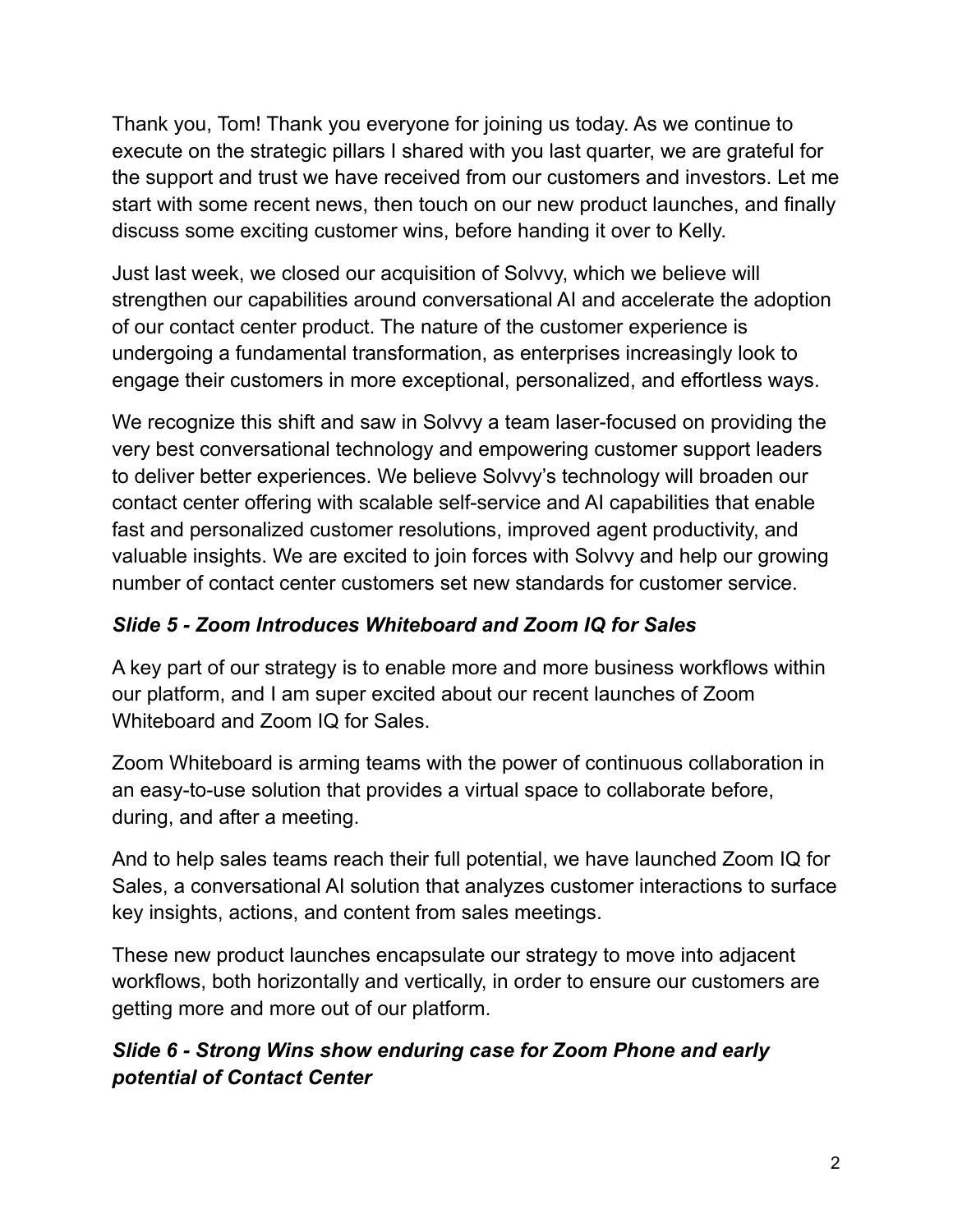Thank you, Tom! Thank you everyone for joining us today. As we continue to execute on the strategic pillars I shared with you last quarter, we are grateful for the support and trust we have received from our customers and investors. Let me start with some recent news, then touch on our new product launches, and finally discuss some exciting customer wins, before handing it over to Kelly.

Just last week, we closed our acquisition of Solvvy, which we believe will strengthen our capabilities around conversational AI and accelerate the adoption of our contact center product. The nature of the customer experience is undergoing a fundamental transformation, as enterprises increasingly look to engage their customers in more exceptional, personalized, and effortless ways.

We recognize this shift and saw in Solvvy a team laser-focused on providing the very best conversational technology and empowering customer support leaders to deliver better experiences. We believe Solvvy's technology will broaden our contact center offering with scalable self-service and AI capabilities that enable fast and personalized customer resolutions, improved agent productivity, and valuable insights. We are excited to join forces with Solvvy and help our growing number of contact center customers set new standards for customer service.

***Slide 5 - Zoom Introduces Whiteboard and Zoom IQ for Sales***

A key part of our strategy is to enable more and more business workflows within our platform, and I am super excited about our recent launches of Zoom Whiteboard and Zoom IQ for Sales.

Zoom Whiteboard is arming teams with the power of continuous collaboration in an easy-to-use solution that provides a virtual space to collaborate before, during, and after a meeting.

And to help sales teams reach their full potential, we have launched Zoom IQ for Sales, a conversational AI solution that analyzes customer interactions to surface key insights, actions, and content from sales meetings.

These new product launches encapsulate our strategy to move into adjacent workflows, both horizontally and vertically, in order to ensure our customers are getting more and more out of our platform.

***Slide 6 - Strong Wins show enduring case for Zoom Phone and early potential of Contact Center***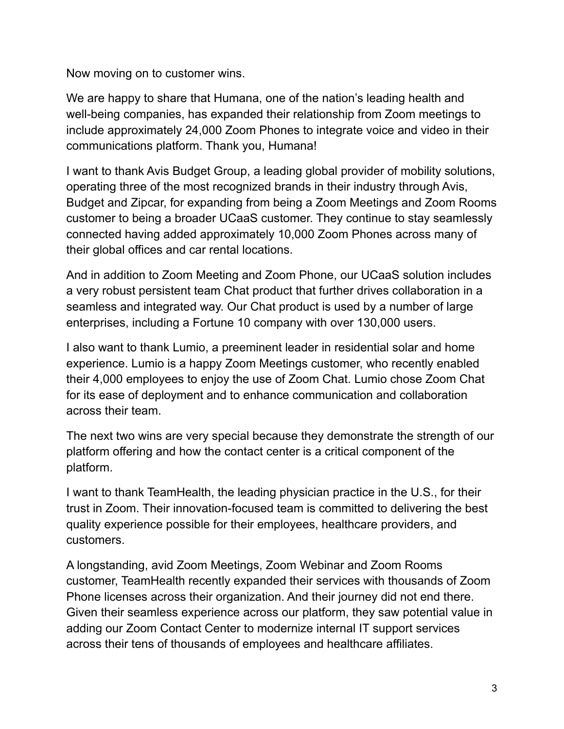Now moving on to customer wins.

We are happy to share that Humana, one of the nation's leading health and well-being companies, has expanded their relationship from Zoom meetings to include approximately 24,000 Zoom Phones to integrate voice and video in their communications platform. Thank you, Humana!

I want to thank Avis Budget Group, a leading global provider of mobility solutions, operating three of the most recognized brands in their industry through Avis, Budget and Zipcar, for expanding from being a Zoom Meetings and Zoom Rooms customer to being a broader UCaaS customer. They continue to stay seamlessly connected having added approximately 10,000 Zoom Phones across many of their global offices and car rental locations.

And in addition to Zoom Meeting and Zoom Phone, our UCaaS solution includes a very robust persistent team Chat product that further drives collaboration in a seamless and integrated way. Our Chat product is used by a number of large enterprises, including a Fortune 10 company with over 130,000 users.

I also want to thank Lumio, a preeminent leader in residential solar and home experience. Lumio is a happy Zoom Meetings customer, who recently enabled their 4,000 employees to enjoy the use of Zoom Chat. Lumio chose Zoom Chat for its ease of deployment and to enhance communication and collaboration across their team.

The next two wins are very special because they demonstrate the strength of our platform offering and how the contact center is a critical component of the platform.

I want to thank TeamHealth, the leading physician practice in the U.S., for their trust in Zoom. Their innovation-focused team is committed to delivering the best quality experience possible for their employees, healthcare providers, and customers.

A longstanding, avid Zoom Meetings, Zoom Webinar and Zoom Rooms customer, TeamHealth recently expanded their services with thousands of Zoom Phone licenses across their organization. And their journey did not end there. Given their seamless experience across our platform, they saw potential value in adding our Zoom Contact Center to modernize internal IT support services across their tens of thousands of employees and healthcare affiliates.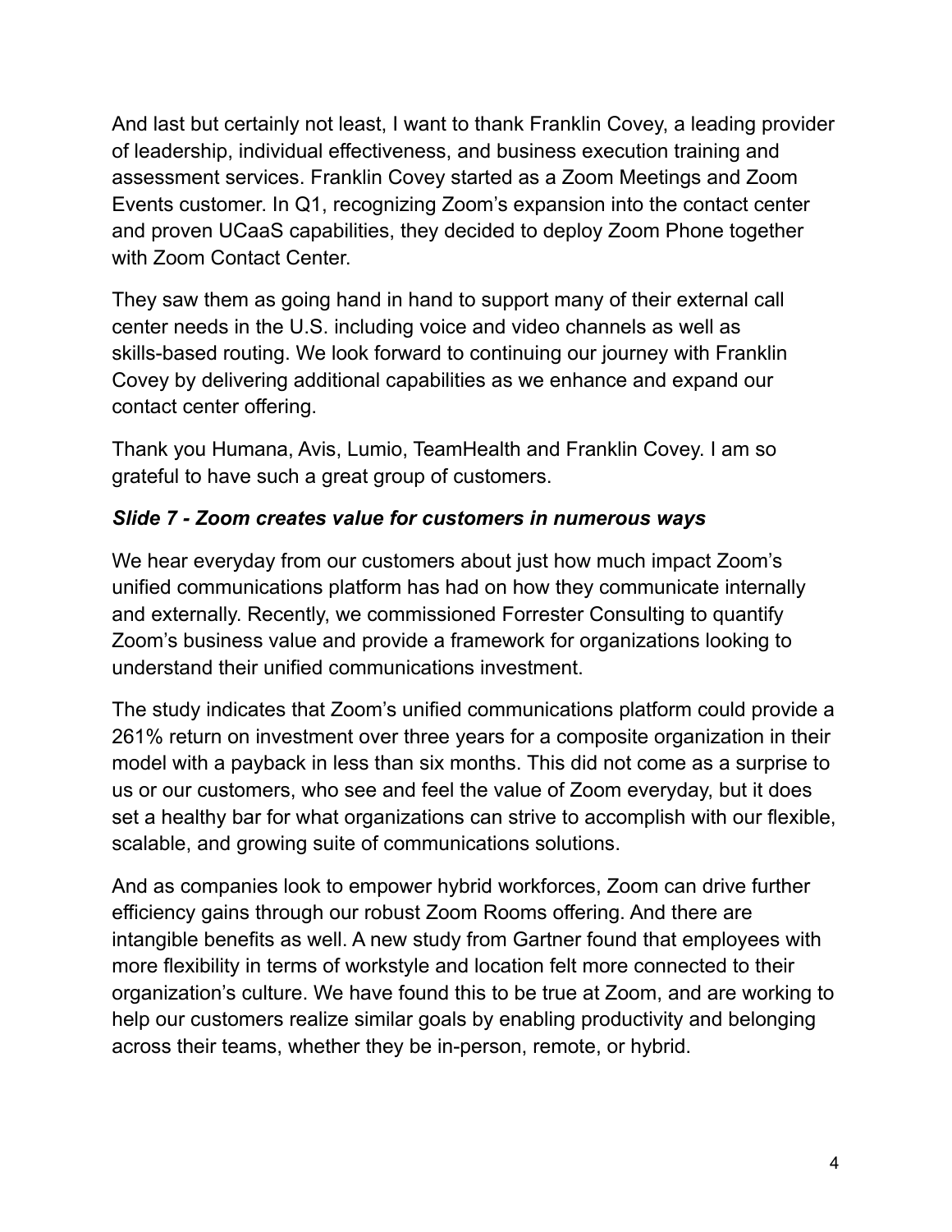And last but certainly not least, I want to thank Franklin Covey, a leading provider of leadership, individual effectiveness, and business execution training and assessment services. Franklin Covey started as a Zoom Meetings and Zoom Events customer. In Q1, recognizing Zoom's expansion into the contact center and proven UCaaS capabilities, they decided to deploy Zoom Phone together with Zoom Contact Center.

They saw them as going hand in hand to support many of their external call center needs in the U.S. including voice and video channels as well as skills-based routing. We look forward to continuing our journey with Franklin Covey by delivering additional capabilities as we enhance and expand our contact center offering.

Thank you Humana, Avis, Lumio, TeamHealth and Franklin Covey. I am so grateful to have such a great group of customers.

### *Slide 7 - Zoom creates value for customers in numerous ways*

We hear everyday from our customers about just how much impact Zoom's unified communications platform has had on how they communicate internally and externally. Recently, we commissioned Forrester Consulting to quantify Zoom's business value and provide a framework for organizations looking to understand their unified communications investment.

The study indicates that Zoom's unified communications platform could provide a 261% return on investment over three years for a composite organization in their model with a payback in less than six months. This did not come as a surprise to us or our customers, who see and feel the value of Zoom everyday, but it does set a healthy bar for what organizations can strive to accomplish with our flexible, scalable, and growing suite of communications solutions.

And as companies look to empower hybrid workforces, Zoom can drive further efficiency gains through our robust Zoom Rooms offering. And there are intangible benefits as well. A new study from Gartner found that employees with more flexibility in terms of workstyle and location felt more connected to their organization's culture. We have found this to be true at Zoom, and are working to help our customers realize similar goals by enabling productivity and belonging across their teams, whether they be in-person, remote, or hybrid.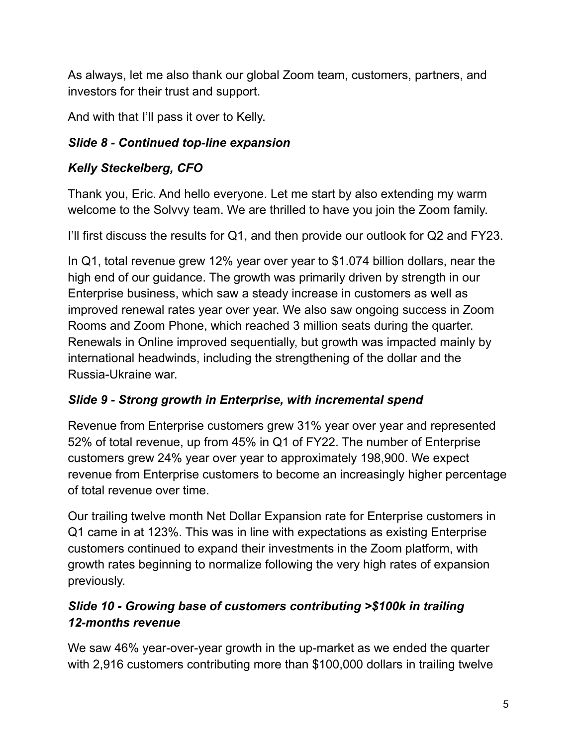As always, let me also thank our global Zoom team, customers, partners, and investors for their trust and support.

And with that I'll pass it over to Kelly.

***Slide 8 - Continued top-line expansion***

***Kelly Steckelberg, CFO***

Thank you, Eric. And hello everyone. Let me start by also extending my warm welcome to the Solvvy team. We are thrilled to have you join the Zoom family.

I'll first discuss the results for Q1, and then provide our outlook for Q2 and FY23.

In Q1, total revenue grew 12% year over year to $1.074 billion dollars, near the high end of our guidance. The growth was primarily driven by strength in our Enterprise business, which saw a steady increase in customers as well as improved renewal rates year over year. We also saw ongoing success in Zoom Rooms and Zoom Phone, which reached 3 million seats during the quarter. Renewals in Online improved sequentially, but growth was impacted mainly by international headwinds, including the strengthening of the dollar and the Russia-Ukraine war.

***Slide 9 - Strong growth in Enterprise, with incremental spend***

Revenue from Enterprise customers grew 31% year over year and represented 52% of total revenue, up from 45% in Q1 of FY22. The number of Enterprise customers grew 24% year over year to approximately 198,900. We expect revenue from Enterprise customers to become an increasingly higher percentage of total revenue over time.

Our trailing twelve month Net Dollar Expansion rate for Enterprise customers in Q1 came in at 123%. This was in line with expectations as existing Enterprise customers continued to expand their investments in the Zoom platform, with growth rates beginning to normalize following the very high rates of expansion previously.

***Slide 10 - Growing base of customers contributing >$100k in trailing 12-months revenue***

We saw 46% year-over-year growth in the up-market as we ended the quarter with 2,916 customers contributing more than $100,000 dollars in trailing twelve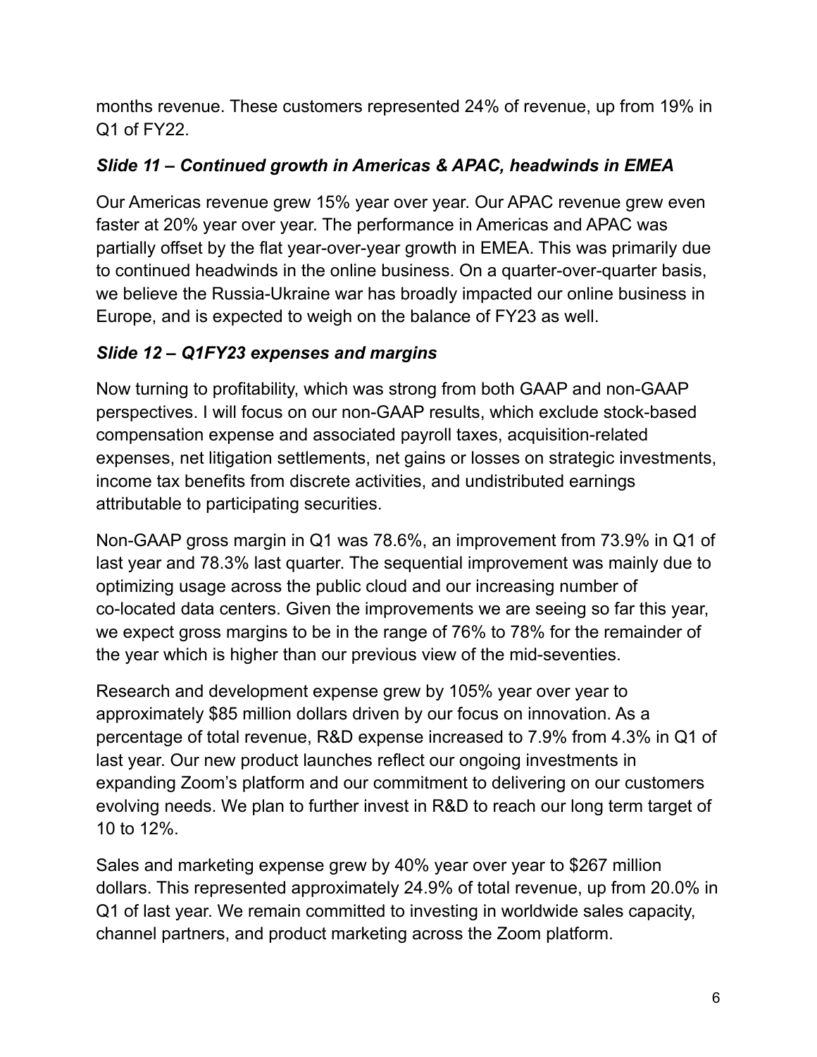months revenue. These customers represented 24% of revenue, up from 19% in Q1 of FY22.

***Slide 11 – Continued growth in Americas & APAC, headwinds in EMEA***

Our Americas revenue grew 15% year over year. Our APAC revenue grew even faster at 20% year over year. The performance in Americas and APAC was partially offset by the flat year-over-year growth in EMEA. This was primarily due to continued headwinds in the online business. On a quarter-over-quarter basis, we believe the Russia-Ukraine war has broadly impacted our online business in Europe, and is expected to weigh on the balance of FY23 as well.

***Slide 12 – Q1FY23 expenses and margins***

Now turning to profitability, which was strong from both GAAP and non-GAAP perspectives. I will focus on our non-GAAP results, which exclude stock-based compensation expense and associated payroll taxes, acquisition-related expenses, net litigation settlements, net gains or losses on strategic investments, income tax benefits from discrete activities, and undistributed earnings attributable to participating securities.

Non-GAAP gross margin in Q1 was 78.6%, an improvement from 73.9% in Q1 of last year and 78.3% last quarter. The sequential improvement was mainly due to optimizing usage across the public cloud and our increasing number of co-located data centers. Given the improvements we are seeing so far this year, we expect gross margins to be in the range of 76% to 78% for the remainder of the year which is higher than our previous view of the mid-seventies.

Research and development expense grew by 105% year over year to approximately $85 million dollars driven by our focus on innovation. As a percentage of total revenue, R&D expense increased to 7.9% from 4.3% in Q1 of last year. Our new product launches reflect our ongoing investments in expanding Zoom's platform and our commitment to delivering on our customers evolving needs. We plan to further invest in R&D to reach our long term target of 10 to 12%.

Sales and marketing expense grew by 40% year over year to $267 million dollars. This represented approximately 24.9% of total revenue, up from 20.0% in Q1 of last year. We remain committed to investing in worldwide sales capacity, channel partners, and product marketing across the Zoom platform.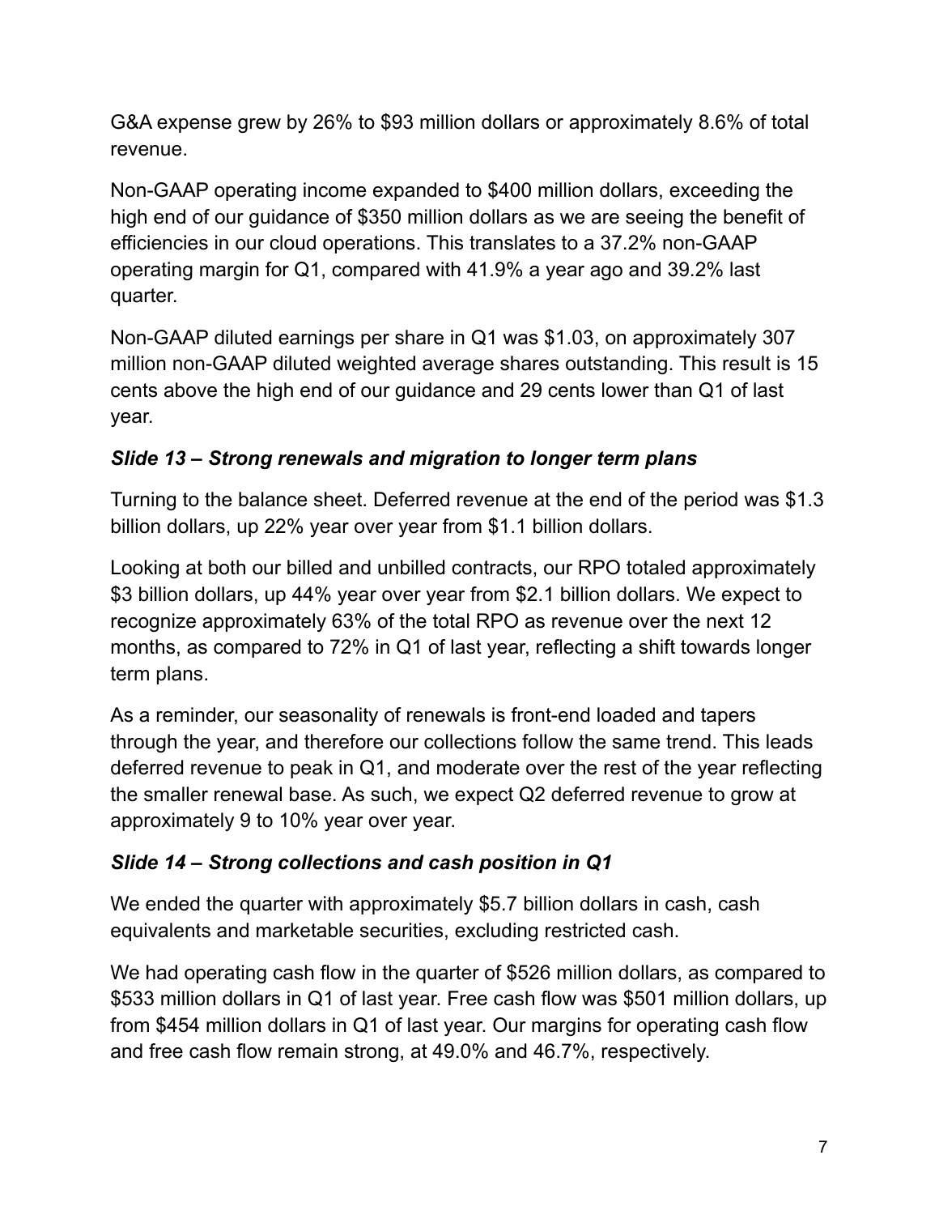G&A expense grew by 26% to $93 million dollars or approximately 8.6% of total revenue.

Non-GAAP operating income expanded to $400 million dollars, exceeding the high end of our guidance of $350 million dollars as we are seeing the benefit of efficiencies in our cloud operations. This translates to a 37.2% non-GAAP operating margin for Q1, compared with 41.9% a year ago and 39.2% last quarter.

Non-GAAP diluted earnings per share in Q1 was $1.03, on approximately 307 million non-GAAP diluted weighted average shares outstanding. This result is 15 cents above the high end of our guidance and 29 cents lower than Q1 of last year.

***Slide 13 – Strong renewals and migration to longer term plans***

Turning to the balance sheet. Deferred revenue at the end of the period was $1.3 billion dollars, up 22% year over year from $1.1 billion dollars.

Looking at both our billed and unbilled contracts, our RPO totaled approximately $3 billion dollars, up 44% year over year from $2.1 billion dollars. We expect to recognize approximately 63% of the total RPO as revenue over the next 12 months, as compared to 72% in Q1 of last year, reflecting a shift towards longer term plans.

As a reminder, our seasonality of renewals is front-end loaded and tapers through the year, and therefore our collections follow the same trend. This leads deferred revenue to peak in Q1, and moderate over the rest of the year reflecting the smaller renewal base. As such, we expect Q2 deferred revenue to grow at approximately 9 to 10% year over year.

***Slide 14 – Strong collections and cash position in Q1***

We ended the quarter with approximately $5.7 billion dollars in cash, cash equivalents and marketable securities, excluding restricted cash.

We had operating cash flow in the quarter of $526 million dollars, as compared to $533 million dollars in Q1 of last year. Free cash flow was $501 million dollars, up from $454 million dollars in Q1 of last year. Our margins for operating cash flow and free cash flow remain strong, at 49.0% and 46.7%, respectively.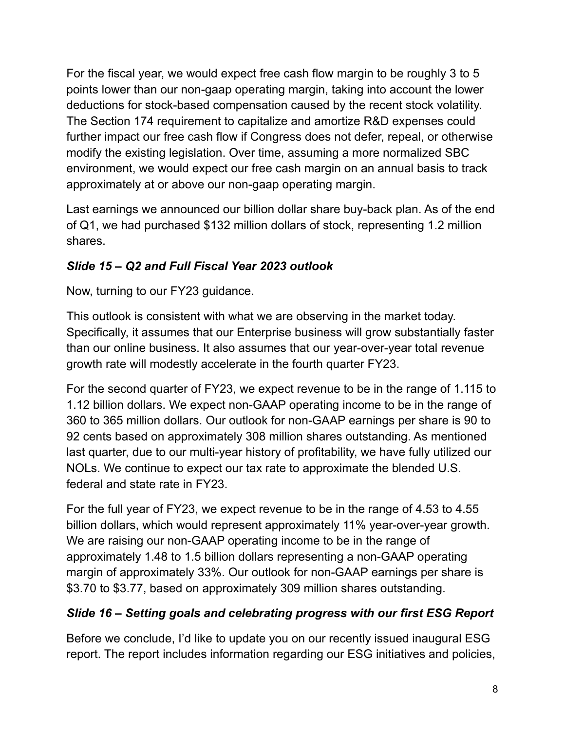For the fiscal year, we would expect free cash flow margin to be roughly 3 to 5 points lower than our non-gaap operating margin, taking into account the lower deductions for stock-based compensation caused by the recent stock volatility. The Section 174 requirement to capitalize and amortize R&D expenses could further impact our free cash flow if Congress does not defer, repeal, or otherwise modify the existing legislation. Over time, assuming a more normalized SBC environment, we would expect our free cash margin on an annual basis to track approximately at or above our non-gaap operating margin.

Last earnings we announced our billion dollar share buy-back plan. As of the end of Q1, we had purchased $132 million dollars of stock, representing 1.2 million shares.

***Slide 15 – Q2 and Full Fiscal Year 2023 outlook***

Now, turning to our FY23 guidance.

This outlook is consistent with what we are observing in the market today. Specifically, it assumes that our Enterprise business will grow substantially faster than our online business. It also assumes that our year-over-year total revenue growth rate will modestly accelerate in the fourth quarter FY23.

For the second quarter of FY23, we expect revenue to be in the range of 1.115 to 1.12 billion dollars. We expect non-GAAP operating income to be in the range of 360 to 365 million dollars. Our outlook for non-GAAP earnings per share is 90 to 92 cents based on approximately 308 million shares outstanding. As mentioned last quarter, due to our multi-year history of profitability, we have fully utilized our NOLs. We continue to expect our tax rate to approximate the blended U.S. federal and state rate in FY23.

For the full year of FY23, we expect revenue to be in the range of 4.53 to 4.55 billion dollars, which would represent approximately 11% year-over-year growth. We are raising our non-GAAP operating income to be in the range of approximately 1.48 to 1.5 billion dollars representing a non-GAAP operating margin of approximately 33%. Our outlook for non-GAAP earnings per share is $3.70 to $3.77, based on approximately 309 million shares outstanding.

***Slide 16 – Setting goals and celebrating progress with our first ESG Report***

Before we conclude, I'd like to update you on our recently issued inaugural ESG report. The report includes information regarding our ESG initiatives and policies,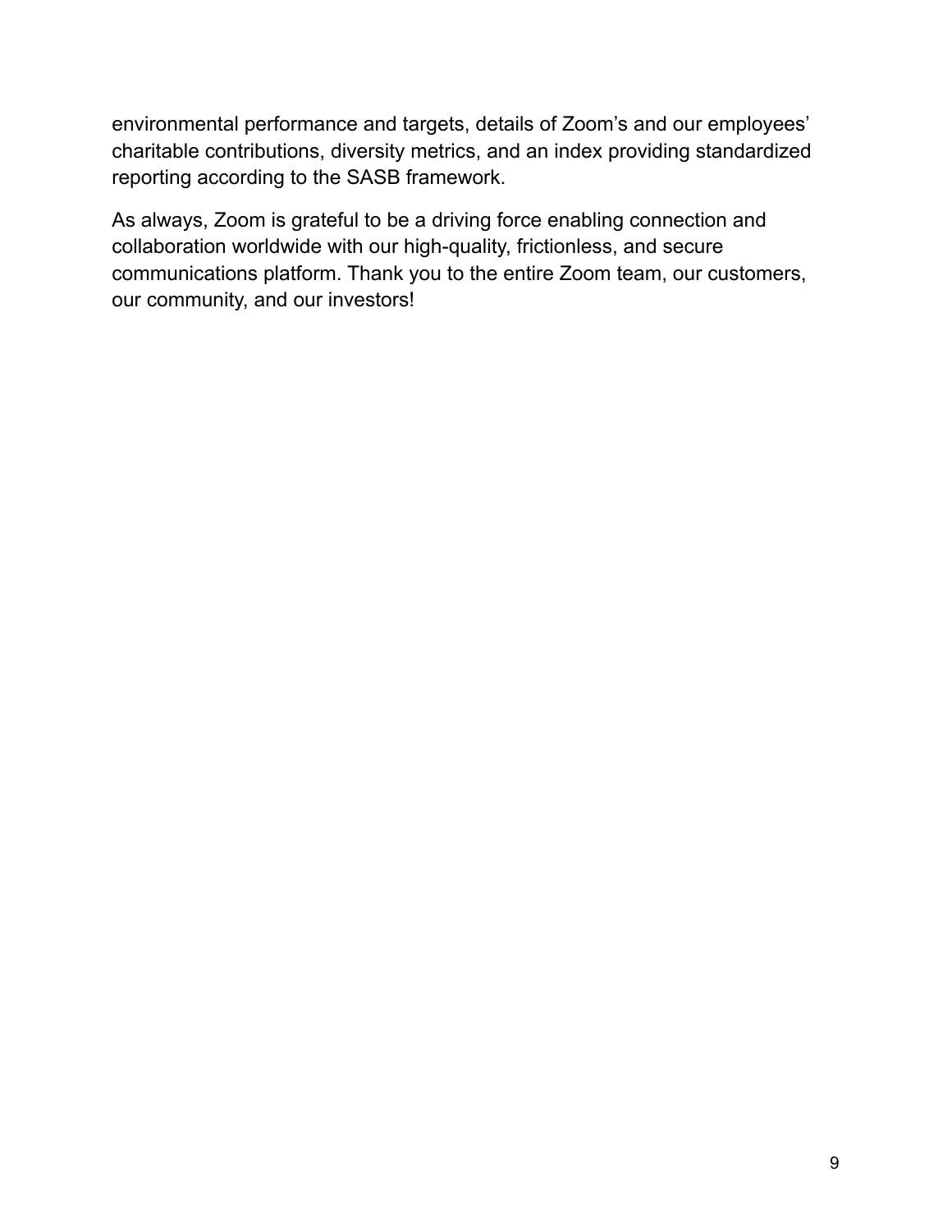environmental performance and targets, details of Zoom's and our employees' charitable contributions, diversity metrics, and an index providing standardized reporting according to the SASB framework.

As always, Zoom is grateful to be a driving force enabling connection and collaboration worldwide with our high-quality, frictionless, and secure communications platform. Thank you to the entire Zoom team, our customers, our community, and our investors!